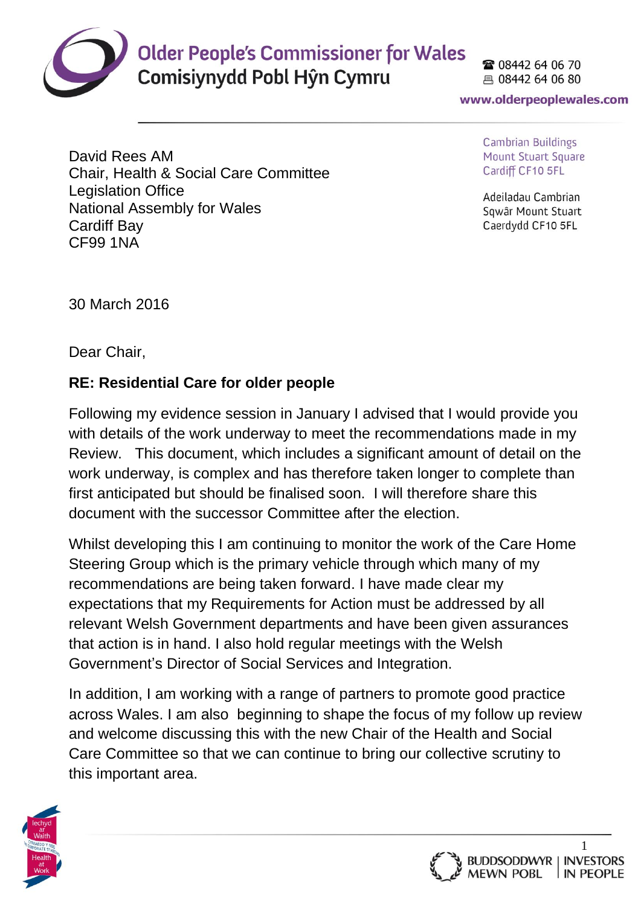Older People's Commissioner for Wales
Comisiynydd Pobl Hŷn Cymru

☎ 08442 64 06 70
🖷 08442 64 06 80

www.olderpeoplewales.com

Cambrian Buildings
Mount Stuart Square
Cardiff CF10 5FL

Adeiladau Cambrian
Sqwâr Mount Stuart
Caerdydd CF10 5FL

David Rees AM
Chair, Health & Social Care Committee
Legislation Office
National Assembly for Wales
Cardiff Bay
CF99 1NA

30 March 2016

Dear Chair,

**RE: Residential Care for older people**

Following my evidence session in January I advised that I would provide you with details of the work underway to meet the recommendations made in my Review. This document, which includes a significant amount of detail on the work underway, is complex and has therefore taken longer to complete than first anticipated but should be finalised soon. I will therefore share this document with the successor Committee after the election.

Whilst developing this I am continuing to monitor the work of the Care Home Steering Group which is the primary vehicle through which many of my recommendations are being taken forward. I have made clear my expectations that my Requirements for Action must be addressed by all relevant Welsh Government departments and have been given assurances that action is in hand. I also hold regular meetings with the Welsh Government's Director of Social Services and Integration.

In addition, I am working with a range of partners to promote good practice across Wales. I am also beginning to shape the focus of my follow up review and welcome discussing this with the new Chair of the Health and Social Care Committee so that we can continue to bring our collective scrutiny to this important area.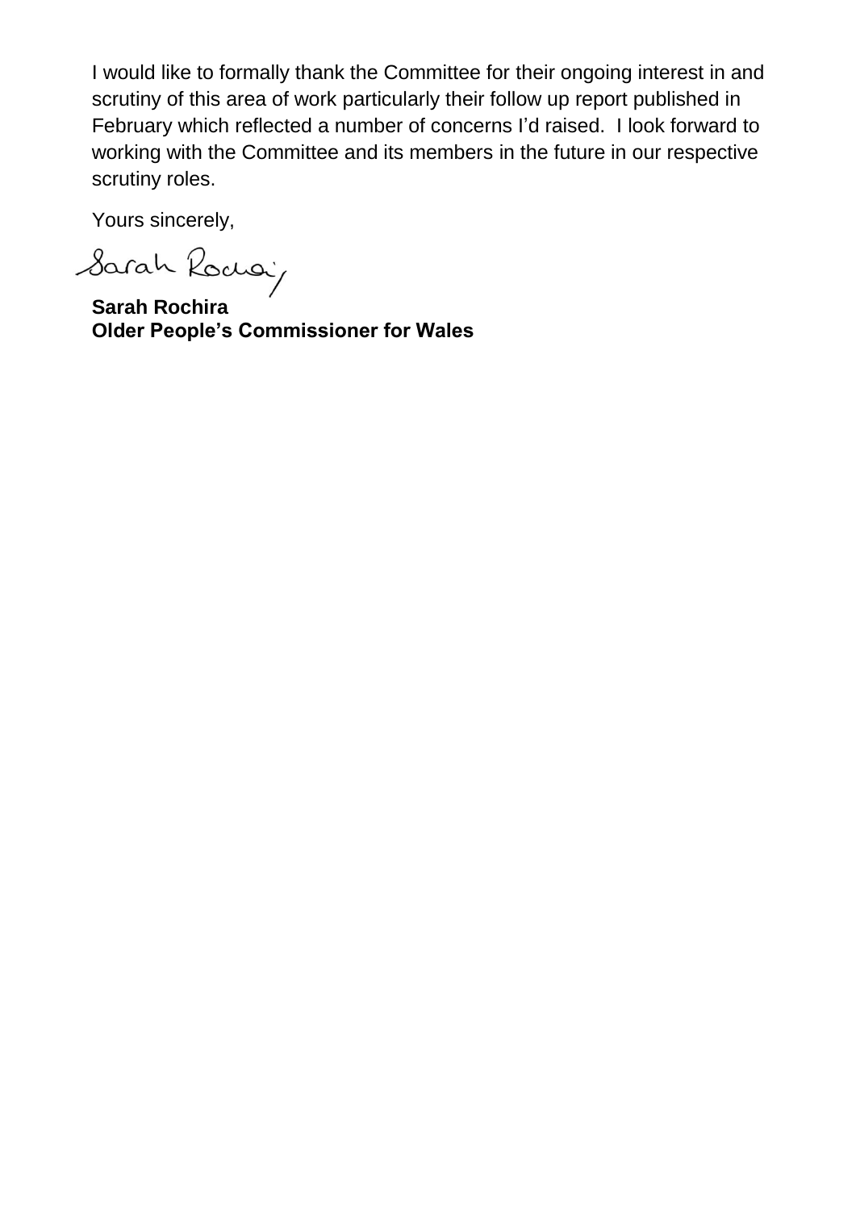I would like to formally thank the Committee for their ongoing interest in and scrutiny of this area of work particularly their follow up report published in February which reflected a number of concerns I'd raised.  I look forward to working with the Committee and its members in the future in our respective scrutiny roles.

Yours sincerely,

Sarah Rochira

**Sarah Rochira**
**Older People's Commissioner for Wales**